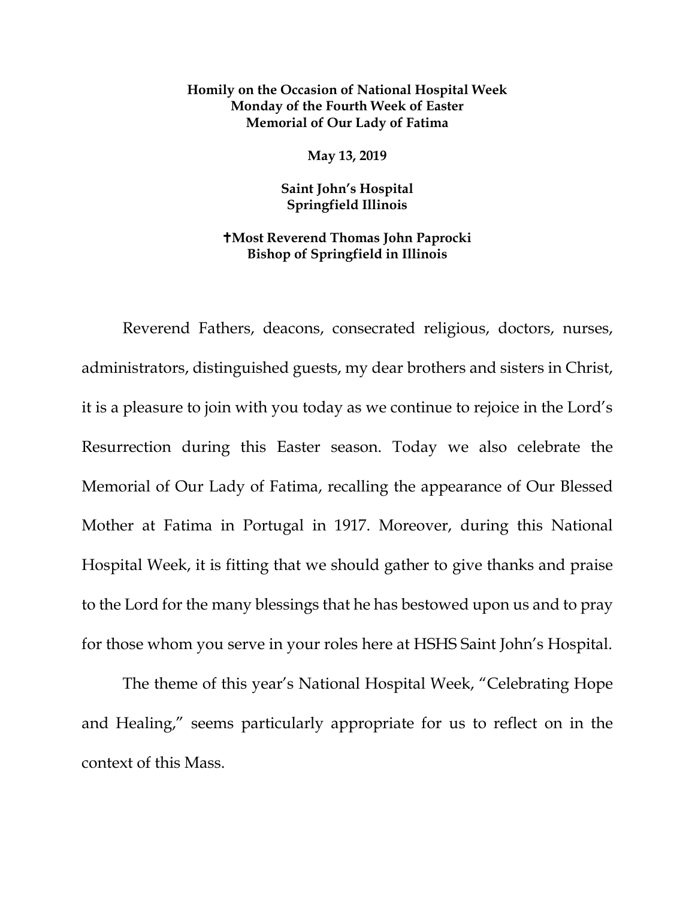**Homily on the Occasion of National Hospital Week**
**Monday of the Fourth Week of Easter**
**Memorial of Our Lady of Fatima**

**May 13, 2019**

**Saint John's Hospital**
**Springfield Illinois**

**✝Most Reverend Thomas John Paprocki**
**Bishop of Springfield in Illinois**

Reverend Fathers, deacons, consecrated religious, doctors, nurses, administrators, distinguished guests, my dear brothers and sisters in Christ, it is a pleasure to join with you today as we continue to rejoice in the Lord's Resurrection during this Easter season. Today we also celebrate the Memorial of Our Lady of Fatima, recalling the appearance of Our Blessed Mother at Fatima in Portugal in 1917. Moreover, during this National Hospital Week, it is fitting that we should gather to give thanks and praise to the Lord for the many blessings that he has bestowed upon us and to pray for those whom you serve in your roles here at HSHS Saint John's Hospital.

The theme of this year's National Hospital Week, "Celebrating Hope and Healing," seems particularly appropriate for us to reflect on in the context of this Mass.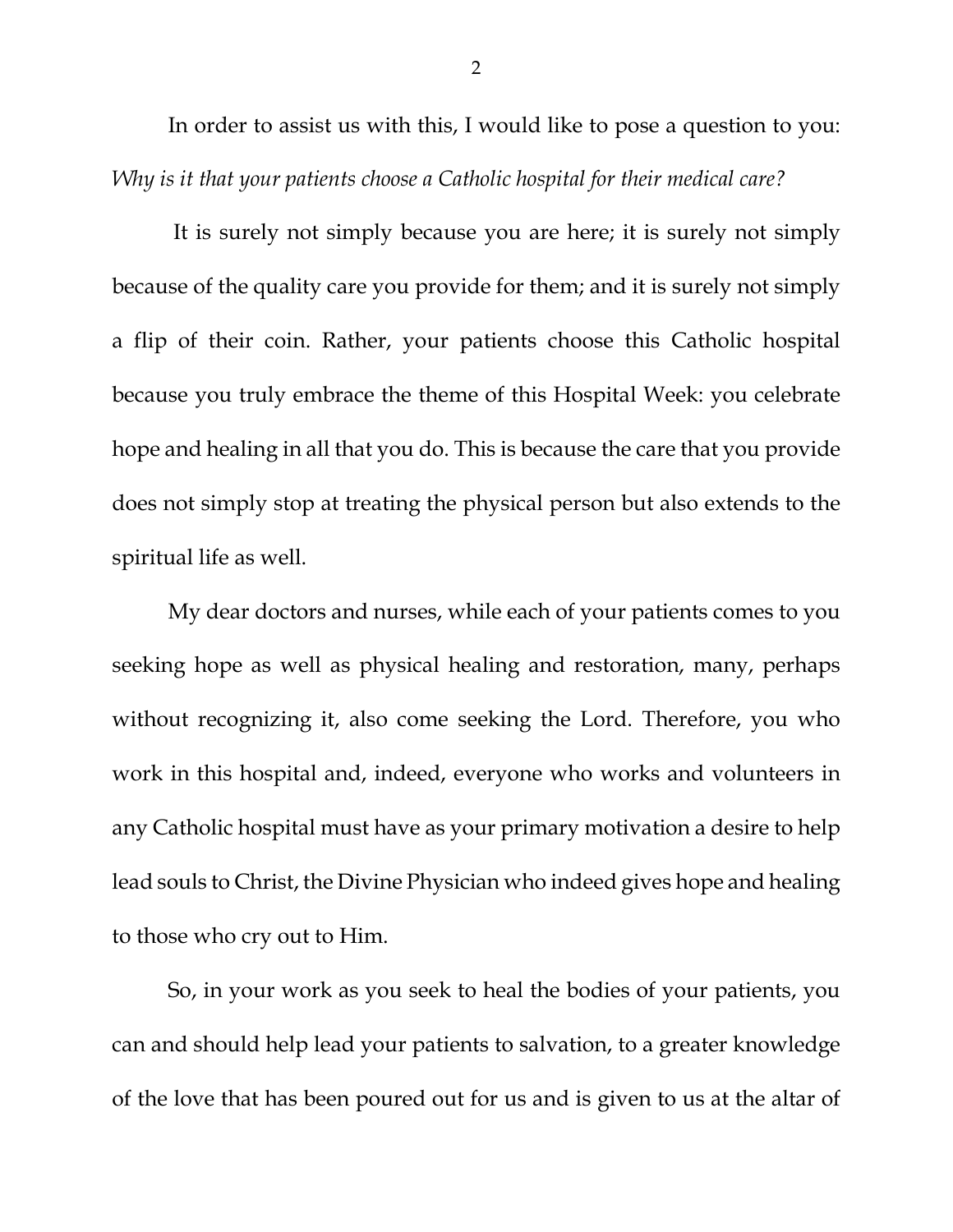In order to assist us with this, I would like to pose a question to you: *Why is it that your patients choose a Catholic hospital for their medical care?*

It is surely not simply because you are here; it is surely not simply because of the quality care you provide for them; and it is surely not simply a flip of their coin. Rather, your patients choose this Catholic hospital because you truly embrace the theme of this Hospital Week: you celebrate hope and healing in all that you do. This is because the care that you provide does not simply stop at treating the physical person but also extends to the spiritual life as well.

My dear doctors and nurses, while each of your patients comes to you seeking hope as well as physical healing and restoration, many, perhaps without recognizing it, also come seeking the Lord. Therefore, you who work in this hospital and, indeed, everyone who works and volunteers in any Catholic hospital must have as your primary motivation a desire to help lead souls to Christ, the Divine Physician who indeed gives hope and healing to those who cry out to Him.

So, in your work as you seek to heal the bodies of your patients, you can and should help lead your patients to salvation, to a greater knowledge of the love that has been poured out for us and is given to us at the altar of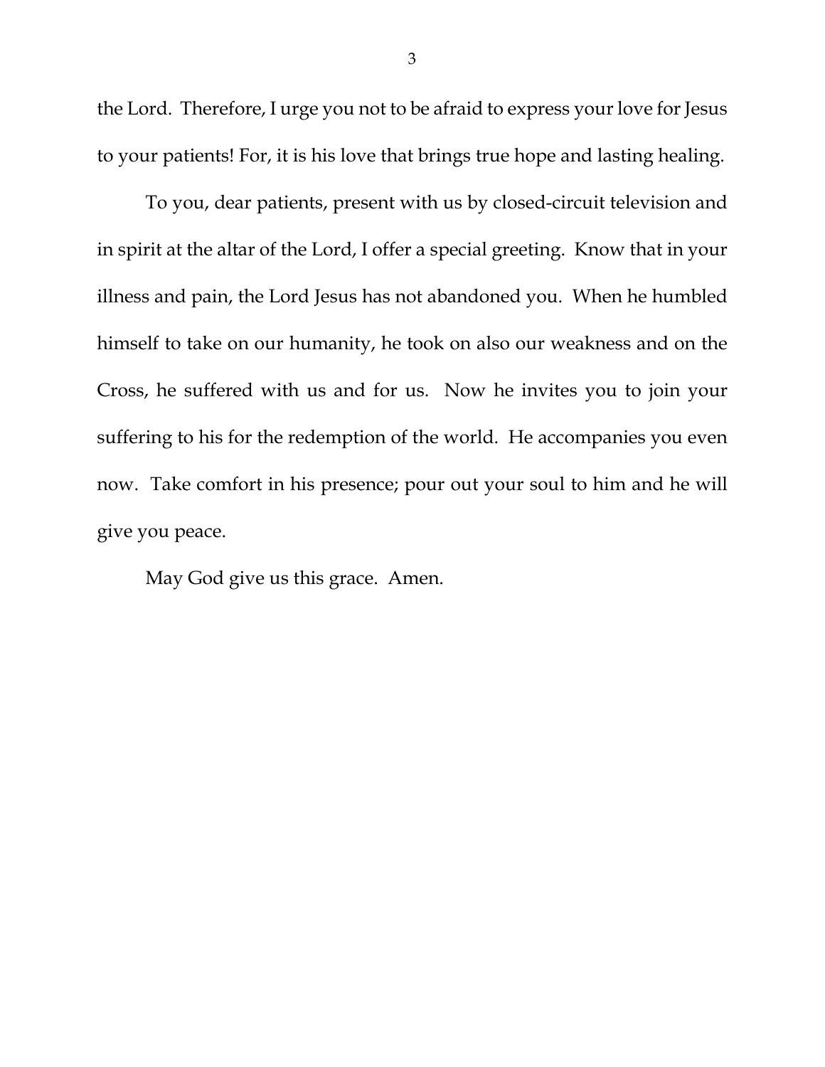the Lord.  Therefore, I urge you not to be afraid to express your love for Jesus to your patients! For, it is his love that brings true hope and lasting healing.

To you, dear patients, present with us by closed-circuit television and in spirit at the altar of the Lord, I offer a special greeting.  Know that in your illness and pain, the Lord Jesus has not abandoned you.  When he humbled himself to take on our humanity, he took on also our weakness and on the Cross, he suffered with us and for us.  Now he invites you to join your suffering to his for the redemption of the world.  He accompanies you even now.  Take comfort in his presence; pour out your soul to him and he will give you peace.

May God give us this grace.  Amen.